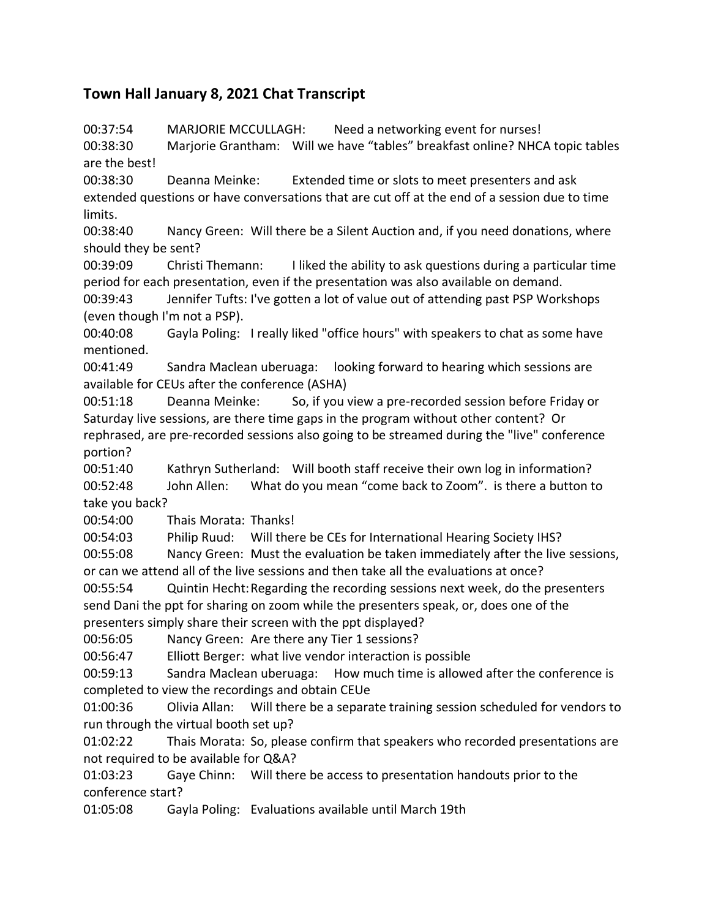## Town Hall January 8, 2021 Chat Transcript

00:37:54 MARJORIE MCCULLAGH: Need a networking event for nurses!

00:38:30 Marjorie Grantham: Will we have "tables" breakfast online? NHCA topic tables are the best!

00:38:30 Deanna Meinke: Extended time or slots to meet presenters and ask extended questions or have conversations that are cut off at the end of a session due to time limits.

00:38:40 Nancy Green: Will there be a Silent Auction and, if you need donations, where should they be sent?

00:39:09 Christi Themann: I liked the ability to ask questions during a particular time period for each presentation, even if the presentation was also available on demand.

00:39:43 Jennifer Tufts: I've gotten a lot of value out of attending past PSP Workshops (even though I'm not a PSP).

00:40:08 Gayla Poling: I really liked "office hours" with speakers to chat as some have mentioned.

00:41:49 Sandra Maclean uberuaga: looking forward to hearing which sessions are available for CEUs after the conference (ASHA)

00:51:18 Deanna Meinke: So, if you view a pre-recorded session before Friday or Saturday live sessions, are there time gaps in the program without other content? Or rephrased, are pre-recorded sessions also going to be streamed during the "live" conference portion?

00:51:40 Kathryn Sutherland: Will booth staff receive their own log in information?

00:52:48 John Allen: What do you mean "come back to Zoom". is there a button to take you back?

00:54:00 Thais Morata: Thanks!

00:54:03 Philip Ruud: Will there be CEs for International Hearing Society IHS?

00:55:08 Nancy Green: Must the evaluation be taken immediately after the live sessions, or can we attend all of the live sessions and then take all the evaluations at once?

00:55:54 Quintin Hecht: Regarding the recording sessions next week, do the presenters send Dani the ppt for sharing on zoom while the presenters speak, or, does one of the presenters simply share their screen with the ppt displayed?

00:56:05 Nancy Green: Are there any Tier 1 sessions?

00:56:47 Elliott Berger: what live vendor interaction is possible

00:59:13 Sandra Maclean uberuaga: How much time is allowed after the conference is completed to view the recordings and obtain CEUe

01:00:36 Olivia Allan: Will there be a separate training session scheduled for vendors to run through the virtual booth set up?

01:02:22 Thais Morata: So, please confirm that speakers who recorded presentations are not required to be available for Q&A?

01:03:23 Gaye Chinn: Will there be access to presentation handouts prior to the conference start?

01:05:08 Gayla Poling: Evaluations available until March 19th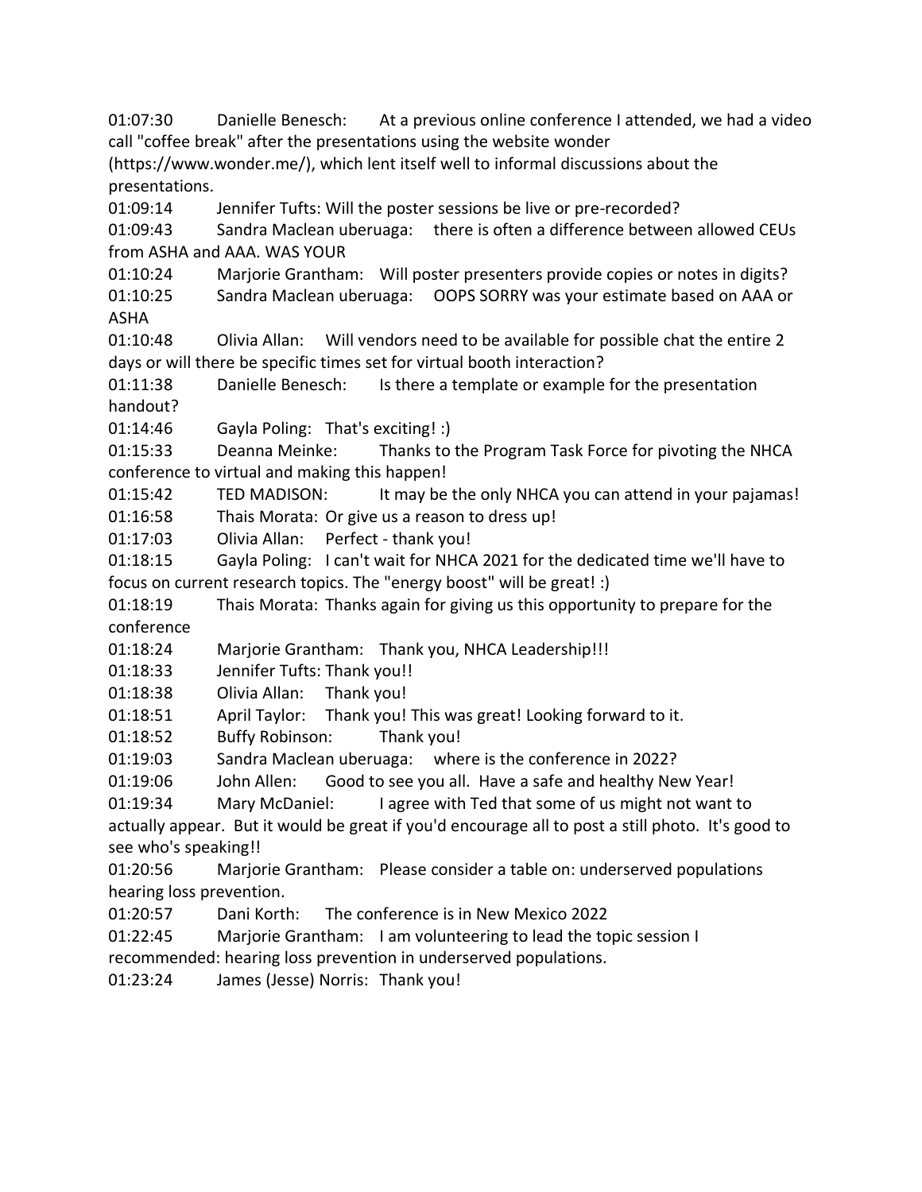01:07:30 Danielle Benesch: At a previous online conference I attended, we had a video call "coffee break" after the presentations using the website wonder (https://www.wonder.me/), which lent itself well to informal discussions about the presentations.

01:09:14 Jennifer Tufts: Will the poster sessions be live or pre-recorded?

01:09:43 Sandra Maclean uberuaga: there is often a difference between allowed CEUs from ASHA and AAA. WAS YOUR

01:10:24 Marjorie Grantham: Will poster presenters provide copies or notes in digits?

01:10:25 Sandra Maclean uberuaga: OOPS SORRY was your estimate based on AAA or ASHA

01:10:48 Olivia Allan: Will vendors need to be available for possible chat the entire 2 days or will there be specific times set for virtual booth interaction?

01:11:38 Danielle Benesch: Is there a template or example for the presentation handout?

01:14:46 Gayla Poling: That's exciting! :)

01:15:33 Deanna Meinke: Thanks to the Program Task Force for pivoting the NHCA conference to virtual and making this happen!

01:15:42 TED MADISON: It may be the only NHCA you can attend in your pajamas!

01:16:58 Thais Morata: Or give us a reason to dress up!

01:17:03 Olivia Allan: Perfect - thank you!

01:18:15 Gayla Poling: I can't wait for NHCA 2021 for the dedicated time we'll have to focus on current research topics. The "energy boost" will be great! :)

01:18:19 Thais Morata: Thanks again for giving us this opportunity to prepare for the conference

01:18:24 Marjorie Grantham: Thank you, NHCA Leadership!!!

01:18:33 Jennifer Tufts: Thank you!!

01:18:38 Olivia Allan: Thank you!

01:18:51 April Taylor: Thank you! This was great! Looking forward to it.

01:18:52 Buffy Robinson: Thank you!

01:19:03 Sandra Maclean uberuaga: where is the conference in 2022?

01:19:06 John Allen: Good to see you all. Have a safe and healthy New Year!

01:19:34 Mary McDaniel: I agree with Ted that some of us might not want to actually appear. But it would be great if you'd encourage all to post a still photo. It's good to see who's speaking!!

01:20:56 Marjorie Grantham: Please consider a table on: underserved populations hearing loss prevention.

01:20:57 Dani Korth: The conference is in New Mexico 2022

01:22:45 Marjorie Grantham: I am volunteering to lead the topic session I recommended: hearing loss prevention in underserved populations.

01:23:24 James (Jesse) Norris: Thank you!